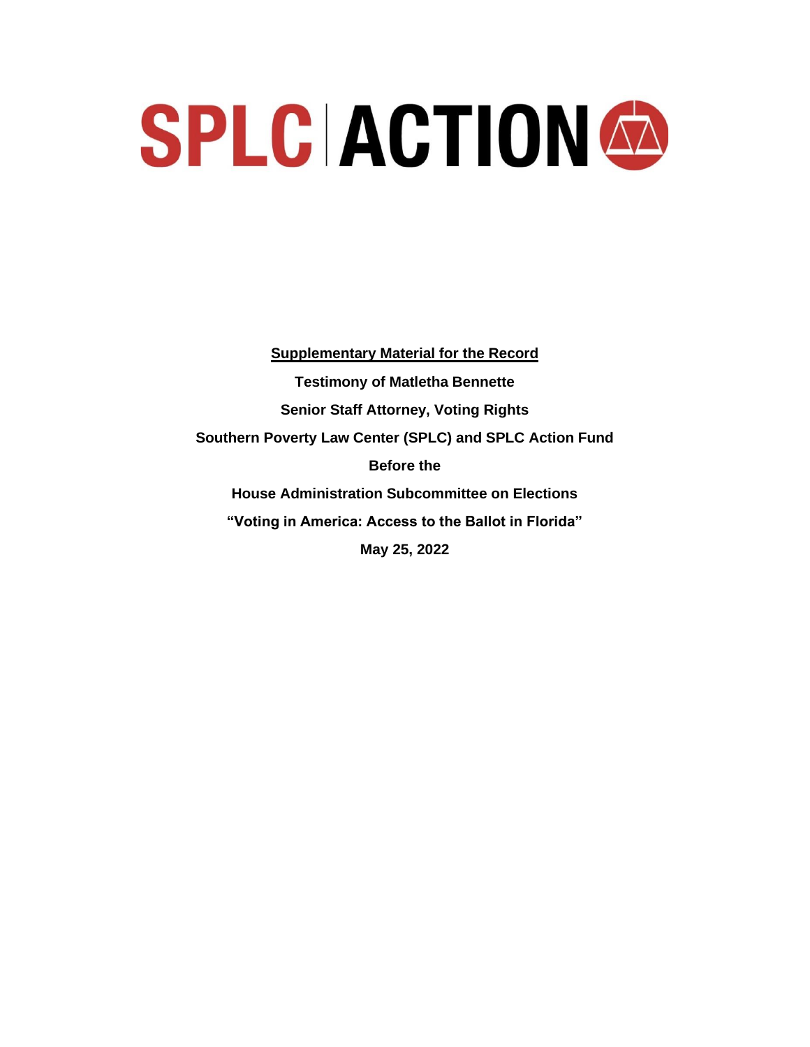# SPLC | ACTION

**Supplementary Material for the Record**

**Testimony of Matletha Bennette**

**Senior Staff Attorney, Voting Rights**

**Southern Poverty Law Center (SPLC) and SPLC Action Fund**

**Before the**

**House Administration Subcommittee on Elections**

**"Voting in America: Access to the Ballot in Florida"**

**May 25, 2022**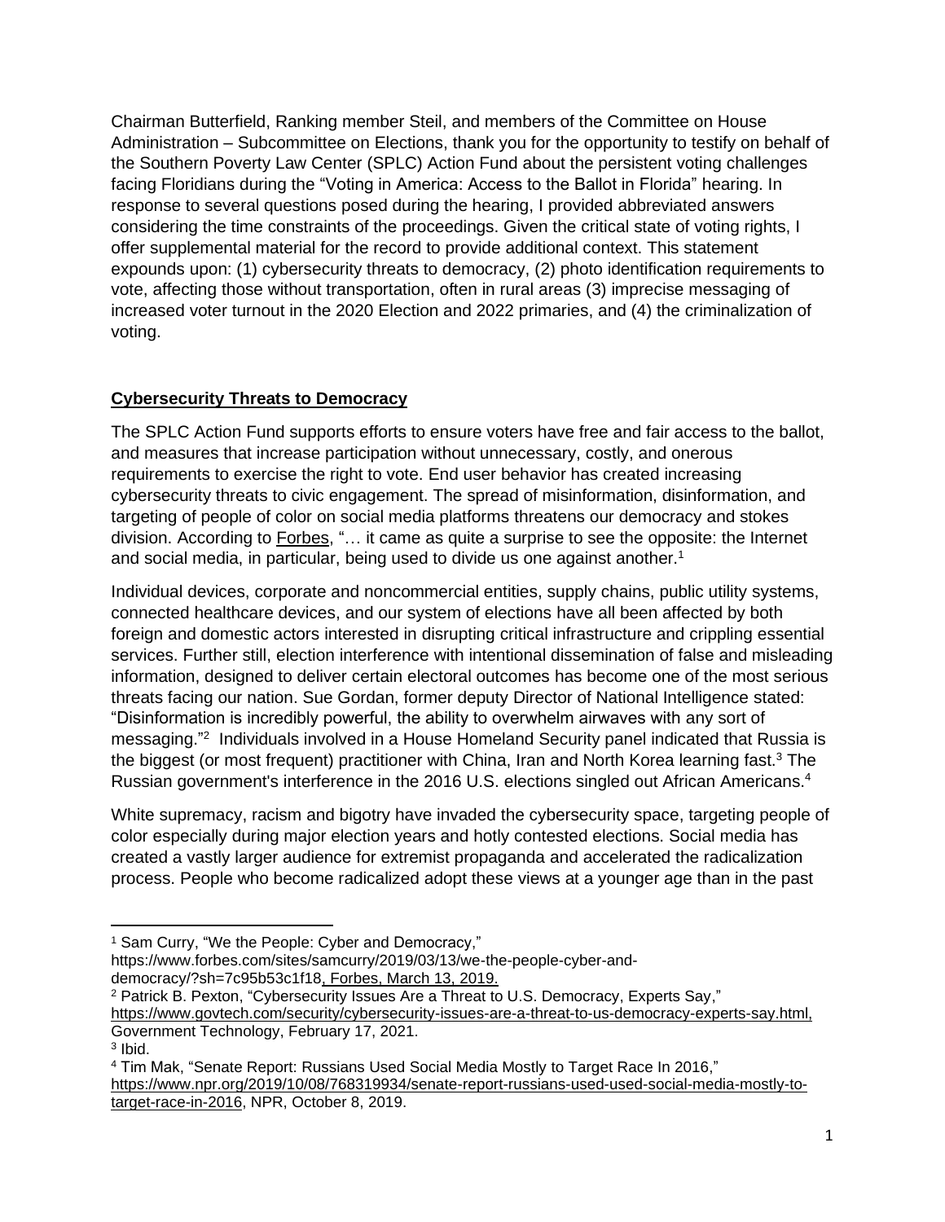Chairman Butterfield, Ranking member Steil, and members of the Committee on House Administration – Subcommittee on Elections, thank you for the opportunity to testify on behalf of the Southern Poverty Law Center (SPLC) Action Fund about the persistent voting challenges facing Floridians during the "Voting in America: Access to the Ballot in Florida" hearing. In response to several questions posed during the hearing, I provided abbreviated answers considering the time constraints of the proceedings. Given the critical state of voting rights, I offer supplemental material for the record to provide additional context. This statement expounds upon: (1) cybersecurity threats to democracy, (2) photo identification requirements to vote, affecting those without transportation, often in rural areas (3) imprecise messaging of increased voter turnout in the 2020 Election and 2022 primaries, and (4) the criminalization of voting.

## Cybersecurity Threats to Democracy

The SPLC Action Fund supports efforts to ensure voters have free and fair access to the ballot, and measures that increase participation without unnecessary, costly, and onerous requirements to exercise the right to vote. End user behavior has created increasing cybersecurity threats to civic engagement. The spread of misinformation, disinformation, and targeting of people of color on social media platforms threatens our democracy and stokes division. According to Forbes, "… it came as quite a surprise to see the opposite: the Internet and social media, in particular, being used to divide us one against another.[1]

Individual devices, corporate and noncommercial entities, supply chains, public utility systems, connected healthcare devices, and our system of elections have all been affected by both foreign and domestic actors interested in disrupting critical infrastructure and crippling essential services. Further still, election interference with intentional dissemination of false and misleading information, designed to deliver certain electoral outcomes has become one of the most serious threats facing our nation. Sue Gordan, former deputy Director of National Intelligence stated: "Disinformation is incredibly powerful, the ability to overwhelm airwaves with any sort of messaging."[2] Individuals involved in a House Homeland Security panel indicated that Russia is the biggest (or most frequent) practitioner with China, Iran and North Korea learning fast.[3] The Russian government's interference in the 2016 U.S. elections singled out African Americans.[4]

White supremacy, racism and bigotry have invaded the cybersecurity space, targeting people of color especially during major election years and hotly contested elections. Social media has created a vastly larger audience for extremist propaganda and accelerated the radicalization process. People who become radicalized adopt these views at a younger age than in the past

---

[1] Sam Curry, "We the People: Cyber and Democracy," https://www.forbes.com/sites/samcurry/2019/03/13/we-the-people-cyber-and-democracy/?sh=7c95b53c1f18, Forbes, March 13, 2019.

[2] Patrick B. Pexton, "Cybersecurity Issues Are a Threat to U.S. Democracy, Experts Say," https://www.govtech.com/security/cybersecurity-issues-are-a-threat-to-us-democracy-experts-say.html, Government Technology, February 17, 2021.

[3] Ibid.

[4] Tim Mak, "Senate Report: Russians Used Social Media Mostly to Target Race In 2016," https://www.npr.org/2019/10/08/768319934/senate-report-russians-used-used-social-media-mostly-to-target-race-in-2016, NPR, October 8, 2019.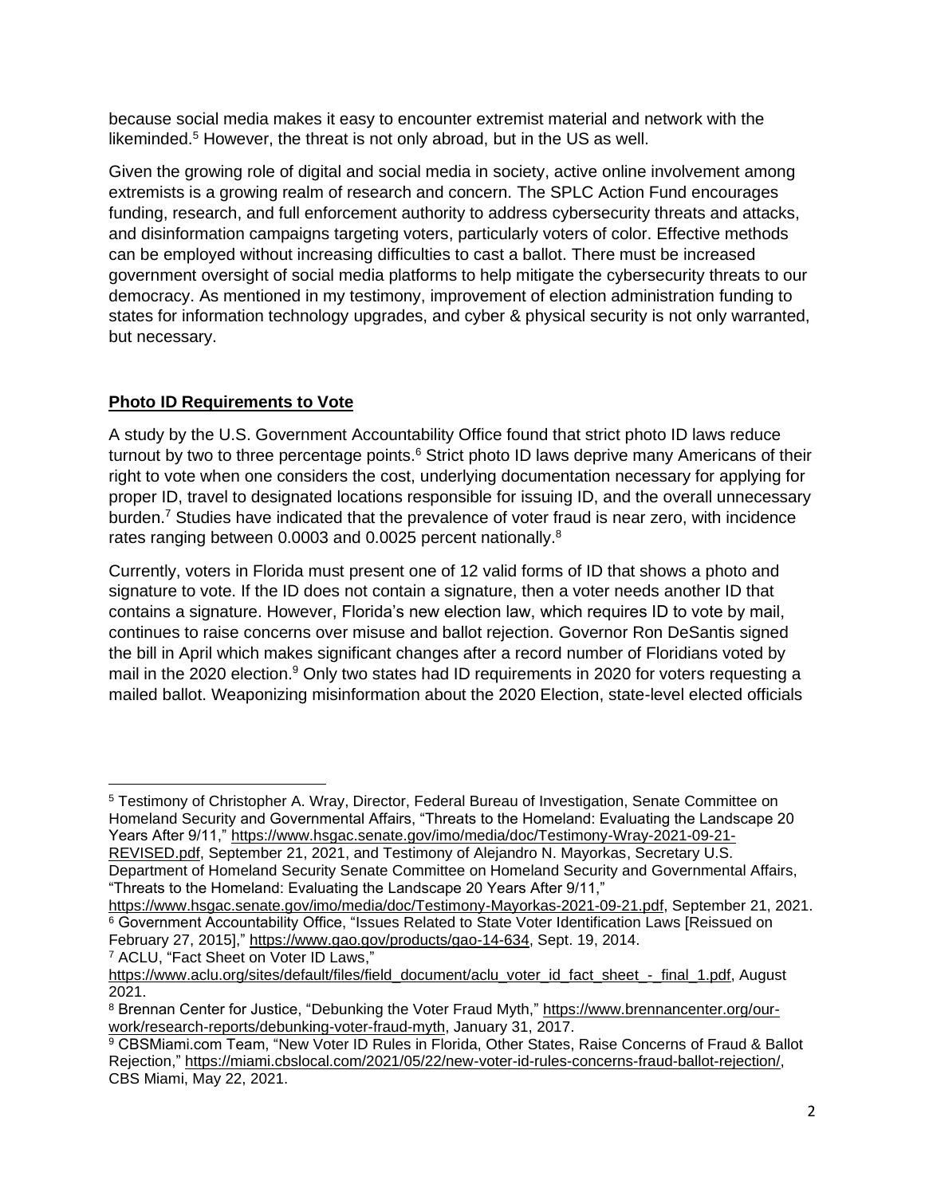because social media makes it easy to encounter extremist material and network with the likeminded.[5] However, the threat is not only abroad, but in the US as well.

Given the growing role of digital and social media in society, active online involvement among extremists is a growing realm of research and concern. The SPLC Action Fund encourages funding, research, and full enforcement authority to address cybersecurity threats and attacks, and disinformation campaigns targeting voters, particularly voters of color. Effective methods can be employed without increasing difficulties to cast a ballot. There must be increased government oversight of social media platforms to help mitigate the cybersecurity threats to our democracy. As mentioned in my testimony, improvement of election administration funding to states for information technology upgrades, and cyber & physical security is not only warranted, but necessary.

## Photo ID Requirements to Vote

A study by the U.S. Government Accountability Office found that strict photo ID laws reduce turnout by two to three percentage points.[6] Strict photo ID laws deprive many Americans of their right to vote when one considers the cost, underlying documentation necessary for applying for proper ID, travel to designated locations responsible for issuing ID, and the overall unnecessary burden.[7] Studies have indicated that the prevalence of voter fraud is near zero, with incidence rates ranging between 0.0003 and 0.0025 percent nationally.[8]

Currently, voters in Florida must present one of 12 valid forms of ID that shows a photo and signature to vote. If the ID does not contain a signature, then a voter needs another ID that contains a signature. However, Florida's new election law, which requires ID to vote by mail, continues to raise concerns over misuse and ballot rejection. Governor Ron DeSantis signed the bill in April which makes significant changes after a record number of Floridians voted by mail in the 2020 election.[9] Only two states had ID requirements in 2020 for voters requesting a mailed ballot. Weaponizing misinformation about the 2020 Election, state-level elected officials

---

[5] Testimony of Christopher A. Wray, Director, Federal Bureau of Investigation, Senate Committee on Homeland Security and Governmental Affairs, "Threats to the Homeland: Evaluating the Landscape 20 Years After 9/11," https://www.hsgac.senate.gov/imo/media/doc/Testimony-Wray-2021-09-21-REVISED.pdf, September 21, 2021, and Testimony of Alejandro N. Mayorkas, Secretary U.S. Department of Homeland Security Senate Committee on Homeland Security and Governmental Affairs, "Threats to the Homeland: Evaluating the Landscape 20 Years After 9/11," https://www.hsgac.senate.gov/imo/media/doc/Testimony-Mayorkas-2021-09-21.pdf, September 21, 2021.

[6] Government Accountability Office, "Issues Related to State Voter Identification Laws [Reissued on February 27, 2015]," https://www.gao.gov/products/gao-14-634, Sept. 19, 2014.

[7] ACLU, "Fact Sheet on Voter ID Laws," https://www.aclu.org/sites/default/files/field_document/aclu_voter_id_fact_sheet_-_final_1.pdf, August 2021.

[8] Brennan Center for Justice, "Debunking the Voter Fraud Myth," https://www.brennancenter.org/our-work/research-reports/debunking-voter-fraud-myth, January 31, 2017.

[9] CBSMiami.com Team, "New Voter ID Rules in Florida, Other States, Raise Concerns of Fraud & Ballot Rejection," https://miami.cbslocal.com/2021/05/22/new-voter-id-rules-concerns-fraud-ballot-rejection/, CBS Miami, May 22, 2021.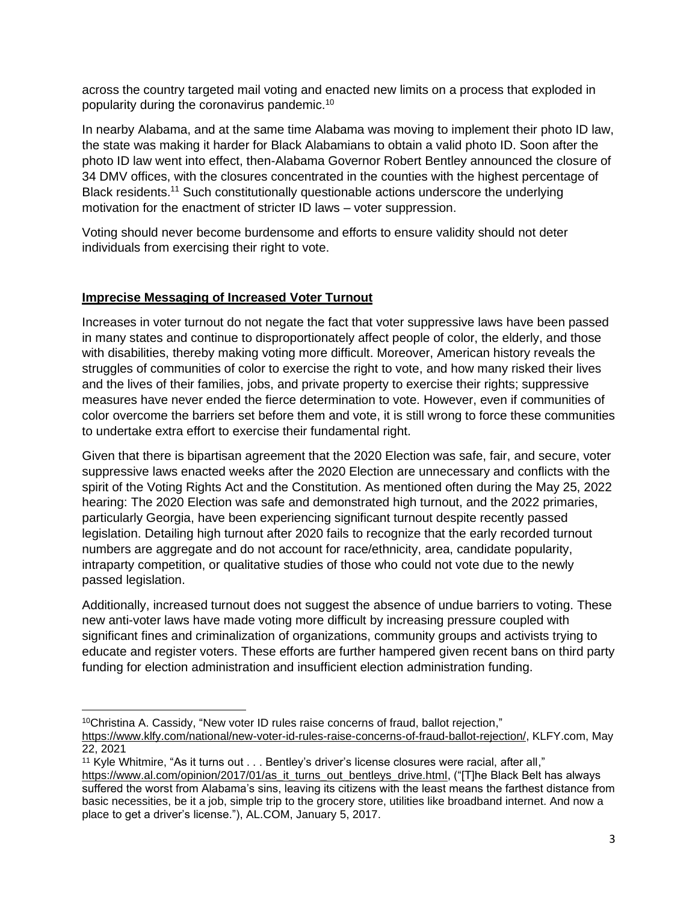across the country targeted mail voting and enacted new limits on a process that exploded in popularity during the coronavirus pandemic.[10]

In nearby Alabama, and at the same time Alabama was moving to implement their photo ID law, the state was making it harder for Black Alabamians to obtain a valid photo ID. Soon after the photo ID law went into effect, then-Alabama Governor Robert Bentley announced the closure of 34 DMV offices, with the closures concentrated in the counties with the highest percentage of Black residents.[11] Such constitutionally questionable actions underscore the underlying motivation for the enactment of stricter ID laws – voter suppression.

Voting should never become burdensome and efforts to ensure validity should not deter individuals from exercising their right to vote.

**Imprecise Messaging of Increased Voter Turnout**

Increases in voter turnout do not negate the fact that voter suppressive laws have been passed in many states and continue to disproportionately affect people of color, the elderly, and those with disabilities, thereby making voting more difficult. Moreover, American history reveals the struggles of communities of color to exercise the right to vote, and how many risked their lives and the lives of their families, jobs, and private property to exercise their rights; suppressive measures have never ended the fierce determination to vote. However, even if communities of color overcome the barriers set before them and vote, it is still wrong to force these communities to undertake extra effort to exercise their fundamental right.

Given that there is bipartisan agreement that the 2020 Election was safe, fair, and secure, voter suppressive laws enacted weeks after the 2020 Election are unnecessary and conflicts with the spirit of the Voting Rights Act and the Constitution. As mentioned often during the May 25, 2022 hearing: The 2020 Election was safe and demonstrated high turnout, and the 2022 primaries, particularly Georgia, have been experiencing significant turnout despite recently passed legislation. Detailing high turnout after 2020 fails to recognize that the early recorded turnout numbers are aggregate and do not account for race/ethnicity, area, candidate popularity, intraparty competition, or qualitative studies of those who could not vote due to the newly passed legislation.

Additionally, increased turnout does not suggest the absence of undue barriers to voting. These new anti-voter laws have made voting more difficult by increasing pressure coupled with significant fines and criminalization of organizations, community groups and activists trying to educate and register voters. These efforts are further hampered given recent bans on third party funding for election administration and insufficient election administration funding.

---

[10] Christina A. Cassidy, "New voter ID rules raise concerns of fraud, ballot rejection," https://www.klfy.com/national/new-voter-id-rules-raise-concerns-of-fraud-ballot-rejection/, KLFY.com, May 22, 2021

[11] Kyle Whitmire, "As it turns out . . . Bentley's driver's license closures were racial, after all," https://www.al.com/opinion/2017/01/as_it_turns_out_bentleys_drive.html, ("[T]he Black Belt has always suffered the worst from Alabama's sins, leaving its citizens with the least means the farthest distance from basic necessities, be it a job, simple trip to the grocery store, utilities like broadband internet. And now a place to get a driver's license."), AL.COM, January 5, 2017.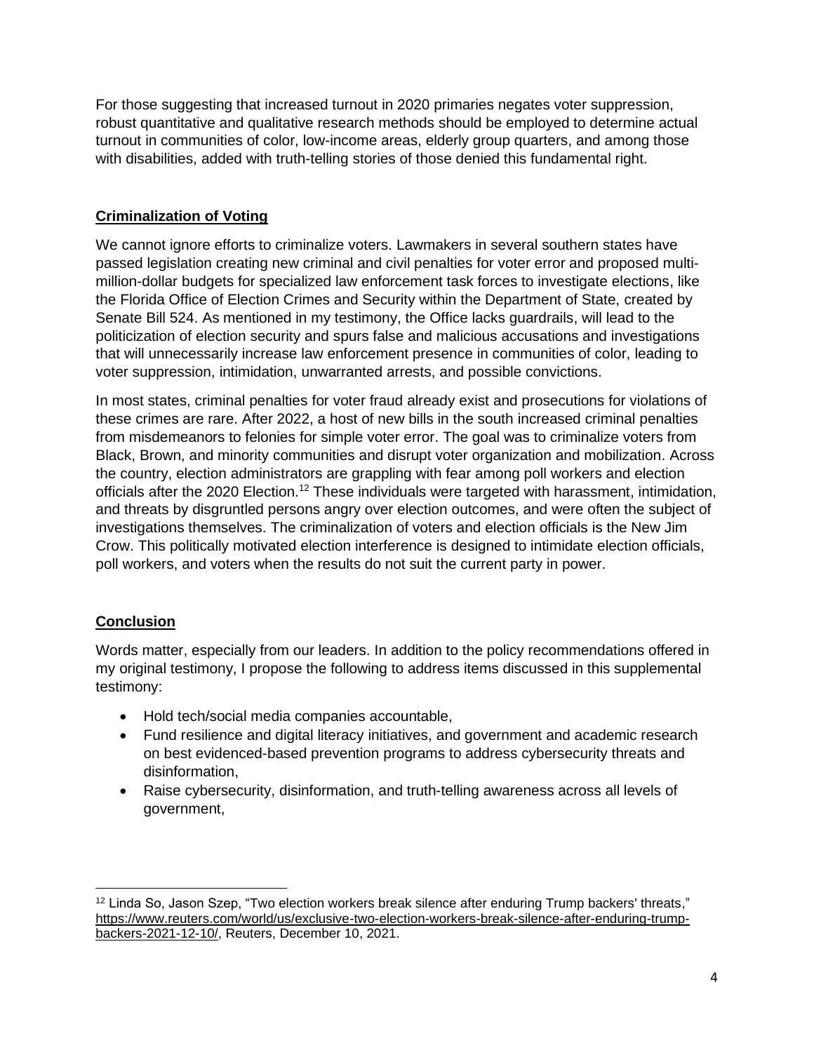For those suggesting that increased turnout in 2020 primaries negates voter suppression, robust quantitative and qualitative research methods should be employed to determine actual turnout in communities of color, low-income areas, elderly group quarters, and among those with disabilities, added with truth-telling stories of those denied this fundamental right.

## Criminalization of Voting

We cannot ignore efforts to criminalize voters. Lawmakers in several southern states have passed legislation creating new criminal and civil penalties for voter error and proposed multi-million-dollar budgets for specialized law enforcement task forces to investigate elections, like the Florida Office of Election Crimes and Security within the Department of State, created by Senate Bill 524. As mentioned in my testimony, the Office lacks guardrails, will lead to the politicization of election security and spurs false and malicious accusations and investigations that will unnecessarily increase law enforcement presence in communities of color, leading to voter suppression, intimidation, unwarranted arrests, and possible convictions.

In most states, criminal penalties for voter fraud already exist and prosecutions for violations of these crimes are rare. After 2022, a host of new bills in the south increased criminal penalties from misdemeanors to felonies for simple voter error. The goal was to criminalize voters from Black, Brown, and minority communities and disrupt voter organization and mobilization. Across the country, election administrators are grappling with fear among poll workers and election officials after the 2020 Election.[12] These individuals were targeted with harassment, intimidation, and threats by disgruntled persons angry over election outcomes, and were often the subject of investigations themselves. The criminalization of voters and election officials is the New Jim Crow. This politically motivated election interference is designed to intimidate election officials, poll workers, and voters when the results do not suit the current party in power.

## Conclusion

Words matter, especially from our leaders. In addition to the policy recommendations offered in my original testimony, I propose the following to address items discussed in this supplemental testimony:

- Hold tech/social media companies accountable,
- Fund resilience and digital literacy initiatives, and government and academic research on best evidenced-based prevention programs to address cybersecurity threats and disinformation,
- Raise cybersecurity, disinformation, and truth-telling awareness across all levels of government,

---

[12] Linda So, Jason Szep, "Two election workers break silence after enduring Trump backers' threats," https://www.reuters.com/world/us/exclusive-two-election-workers-break-silence-after-enduring-trump-backers-2021-12-10/, Reuters, December 10, 2021.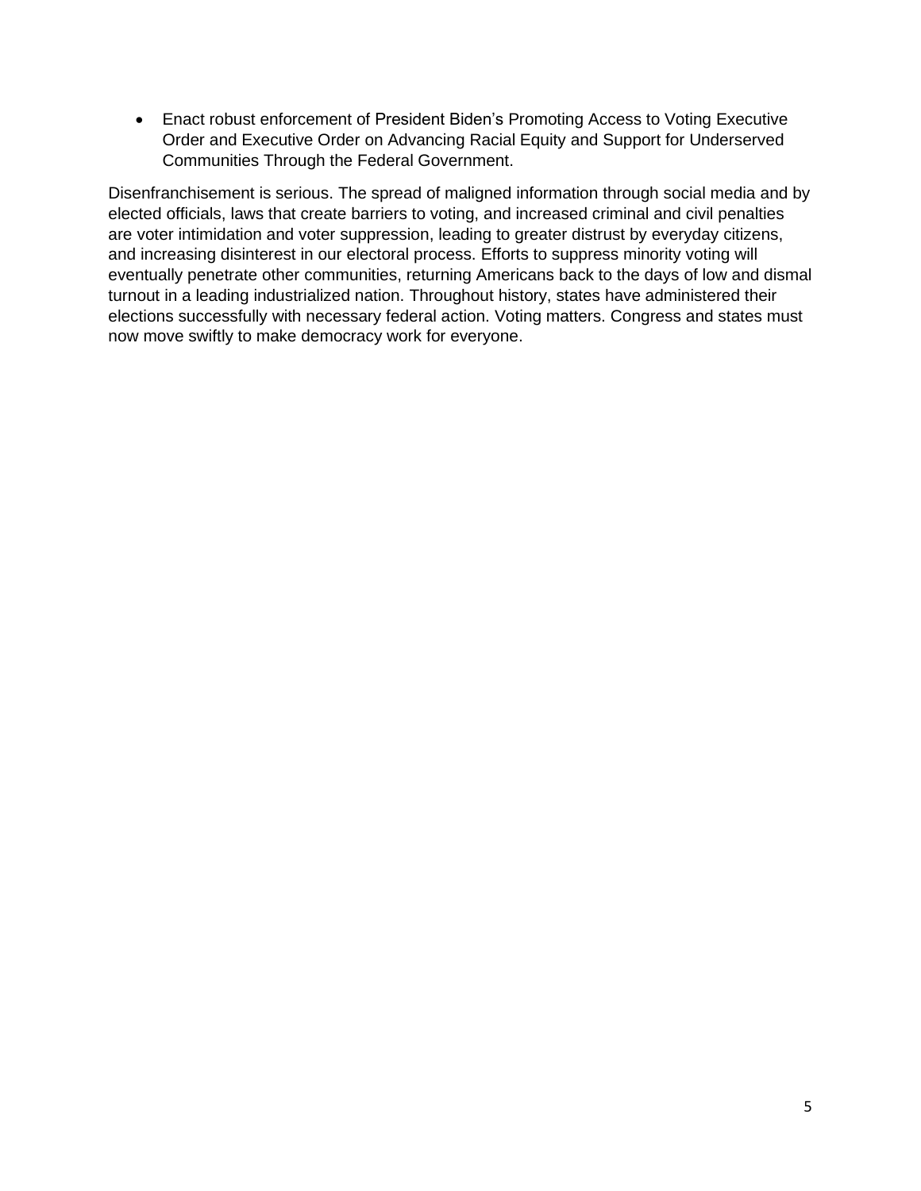- Enact robust enforcement of President Biden's Promoting Access to Voting Executive Order and Executive Order on Advancing Racial Equity and Support for Underserved Communities Through the Federal Government.

Disenfranchisement is serious. The spread of maligned information through social media and by elected officials, laws that create barriers to voting, and increased criminal and civil penalties are voter intimidation and voter suppression, leading to greater distrust by everyday citizens, and increasing disinterest in our electoral process. Efforts to suppress minority voting will eventually penetrate other communities, returning Americans back to the days of low and dismal turnout in a leading industrialized nation. Throughout history, states have administered their elections successfully with necessary federal action. Voting matters. Congress and states must now move swiftly to make democracy work for everyone.